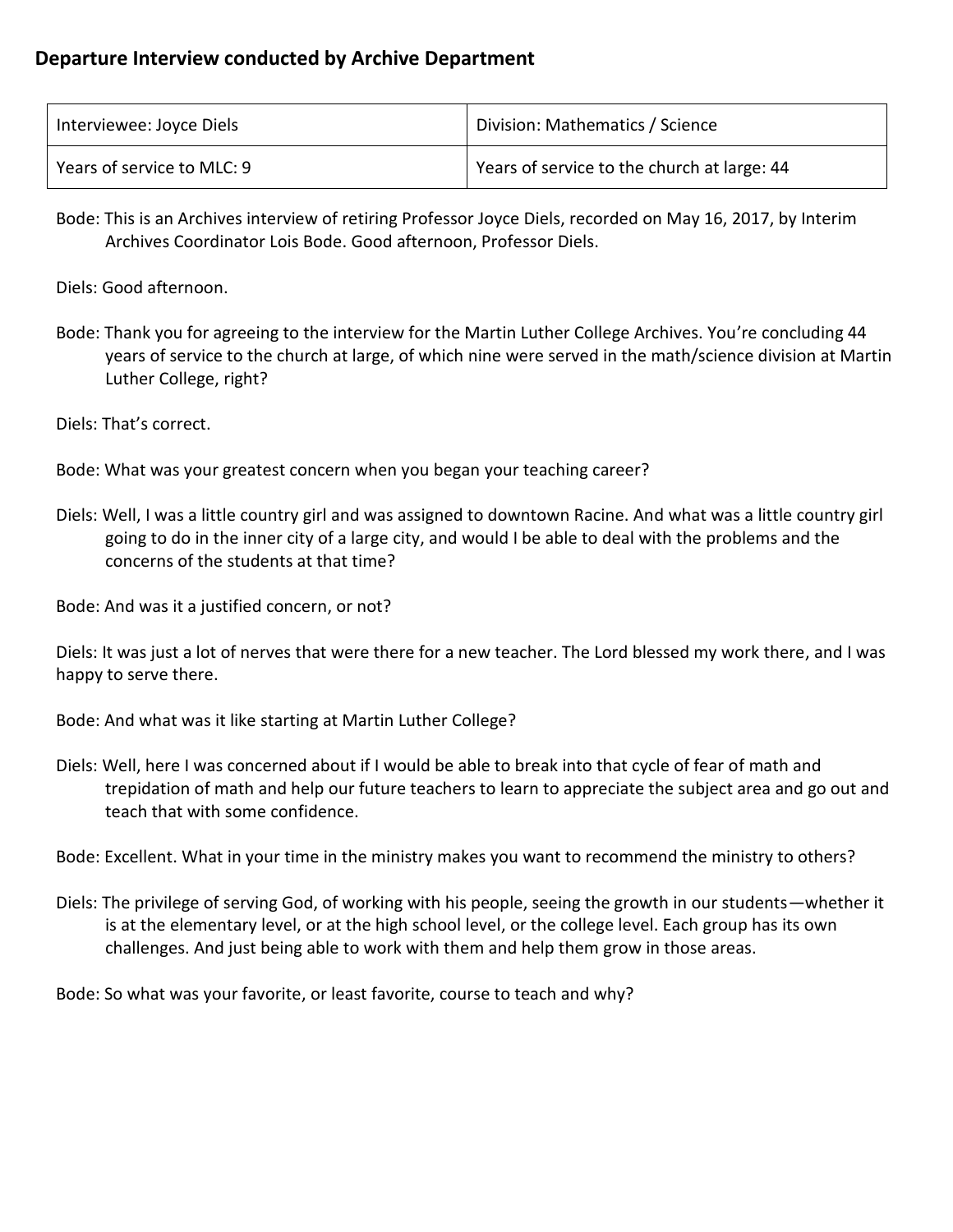## Departure Interview conducted by Archive Department

| Interviewee: Joyce Diels | Division: Mathematics / Science |
|---|---|
| Years of service to MLC: 9 | Years of service to the church at large: 44 |

Bode: This is an Archives interview of retiring Professor Joyce Diels, recorded on May 16, 2017, by Interim Archives Coordinator Lois Bode. Good afternoon, Professor Diels.

Diels: Good afternoon.

Bode: Thank you for agreeing to the interview for the Martin Luther College Archives. You're concluding 44 years of service to the church at large, of which nine were served in the math/science division at Martin Luther College, right?

Diels: That's correct.

Bode: What was your greatest concern when you began your teaching career?

Diels: Well, I was a little country girl and was assigned to downtown Racine. And what was a little country girl going to do in the inner city of a large city, and would I be able to deal with the problems and the concerns of the students at that time?

Bode: And was it a justified concern, or not?

Diels: It was just a lot of nerves that were there for a new teacher. The Lord blessed my work there, and I was happy to serve there.

Bode: And what was it like starting at Martin Luther College?

Diels: Well, here I was concerned about if I would be able to break into that cycle of fear of math and trepidation of math and help our future teachers to learn to appreciate the subject area and go out and teach that with some confidence.

Bode: Excellent. What in your time in the ministry makes you want to recommend the ministry to others?

Diels: The privilege of serving God, of working with his people, seeing the growth in our students—whether it is at the elementary level, or at the high school level, or the college level. Each group has its own challenges. And just being able to work with them and help them grow in those areas.

Bode: So what was your favorite, or least favorite, course to teach and why?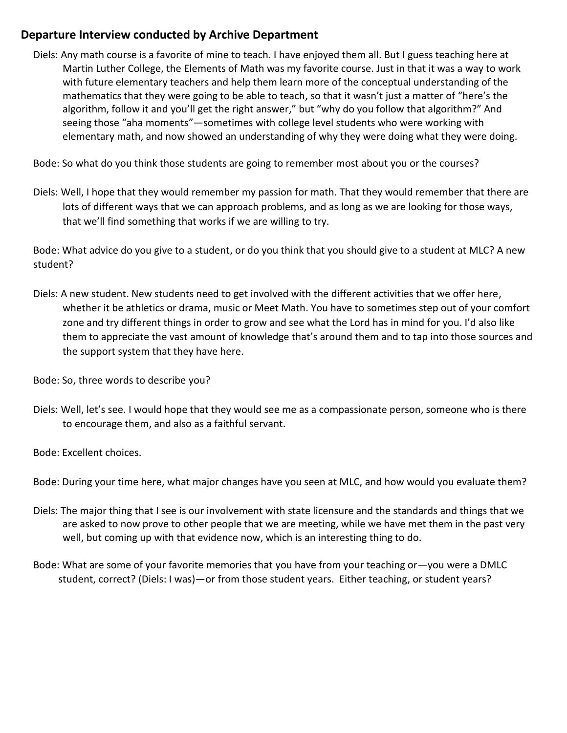## Departure Interview conducted by Archive Department

Diels: Any math course is a favorite of mine to teach. I have enjoyed them all. But I guess teaching here at Martin Luther College, the Elements of Math was my favorite course. Just in that it was a way to work with future elementary teachers and help them learn more of the conceptual understanding of the mathematics that they were going to be able to teach, so that it wasn't just a matter of "here's the algorithm, follow it and you'll get the right answer," but "why do you follow that algorithm?" And seeing those "aha moments"—sometimes with college level students who were working with elementary math, and now showed an understanding of why they were doing what they were doing.

Bode: So what do you think those students are going to remember most about you or the courses?

Diels: Well, I hope that they would remember my passion for math. That they would remember that there are lots of different ways that we can approach problems, and as long as we are looking for those ways, that we'll find something that works if we are willing to try.

Bode: What advice do you give to a student, or do you think that you should give to a student at MLC? A new student?

Diels: A new student. New students need to get involved with the different activities that we offer here, whether it be athletics or drama, music or Meet Math. You have to sometimes step out of your comfort zone and try different things in order to grow and see what the Lord has in mind for you. I'd also like them to appreciate the vast amount of knowledge that's around them and to tap into those sources and the support system that they have here.

Bode: So, three words to describe you?

Diels: Well, let's see. I would hope that they would see me as a compassionate person, someone who is there to encourage them, and also as a faithful servant.

Bode: Excellent choices.

Bode: During your time here, what major changes have you seen at MLC, and how would you evaluate them?

Diels: The major thing that I see is our involvement with state licensure and the standards and things that we are asked to now prove to other people that we are meeting, while we have met them in the past very well, but coming up with that evidence now, which is an interesting thing to do.

Bode: What are some of your favorite memories that you have from your teaching or—you were a DMLC student, correct? (Diels: I was)—or from those student years. Either teaching, or student years?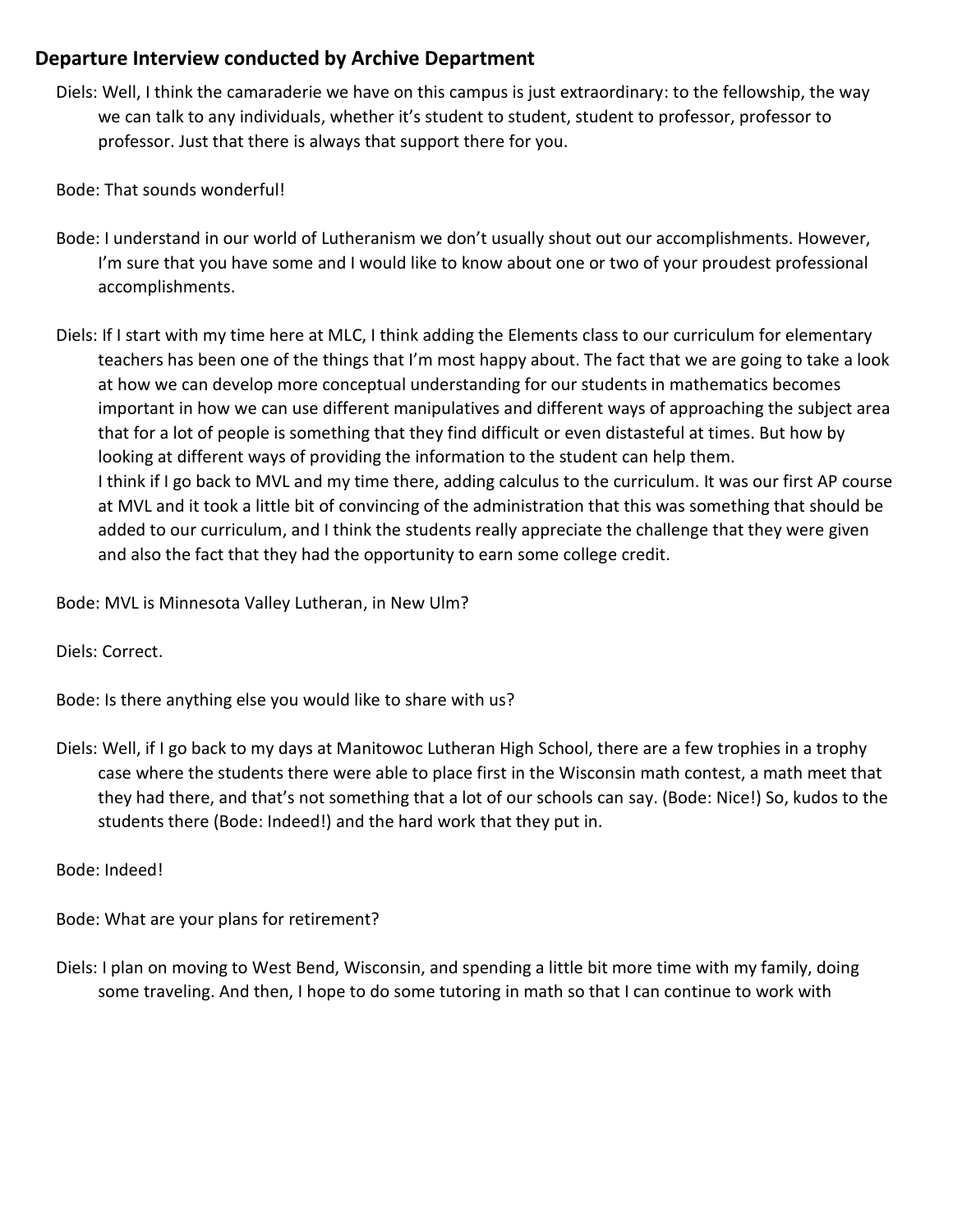## Departure Interview conducted by Archive Department

Diels: Well, I think the camaraderie we have on this campus is just extraordinary: to the fellowship, the way we can talk to any individuals, whether it's student to student, student to professor, professor to professor. Just that there is always that support there for you.

Bode: That sounds wonderful!

Bode: I understand in our world of Lutheranism we don't usually shout out our accomplishments. However, I'm sure that you have some and I would like to know about one or two of your proudest professional accomplishments.

Diels: If I start with my time here at MLC, I think adding the Elements class to our curriculum for elementary teachers has been one of the things that I'm most happy about. The fact that we are going to take a look at how we can develop more conceptual understanding for our students in mathematics becomes important in how we can use different manipulatives and different ways of approaching the subject area that for a lot of people is something that they find difficult or even distasteful at times. But how by looking at different ways of providing the information to the student can help them.
I think if I go back to MVL and my time there, adding calculus to the curriculum. It was our first AP course at MVL and it took a little bit of convincing of the administration that this was something that should be added to our curriculum, and I think the students really appreciate the challenge that they were given and also the fact that they had the opportunity to earn some college credit.

Bode: MVL is Minnesota Valley Lutheran, in New Ulm?

Diels: Correct.

Bode: Is there anything else you would like to share with us?

Diels: Well, if I go back to my days at Manitowoc Lutheran High School, there are a few trophies in a trophy case where the students there were able to place first in the Wisconsin math contest, a math meet that they had there, and that's not something that a lot of our schools can say. (Bode: Nice!) So, kudos to the students there (Bode: Indeed!) and the hard work that they put in.

Bode: Indeed!

Bode: What are your plans for retirement?

Diels: I plan on moving to West Bend, Wisconsin, and spending a little bit more time with my family, doing some traveling. And then, I hope to do some tutoring in math so that I can continue to work with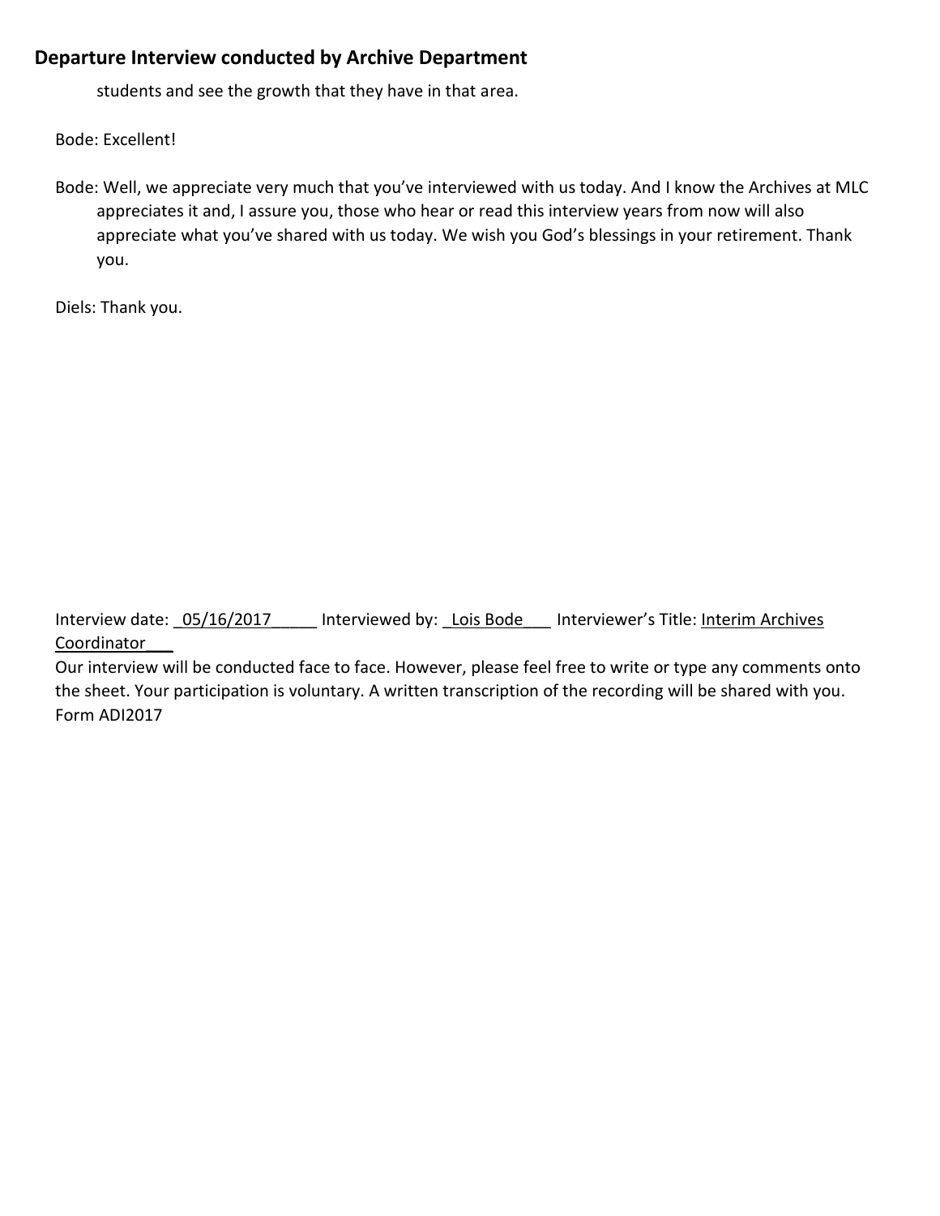students and see the growth that they have in that area.

Bode: Excellent!

Bode: Well, we appreciate very much that you've interviewed with us today. And I know the Archives at MLC appreciates it and, I assure you, those who hear or read this interview years from now will also appreciate what you've shared with us today. We wish you God's blessings in your retirement. Thank you.

Diels: Thank you.

Interview date: _05/16/2017_____ Interviewed by: _Lois Bode___ Interviewer's Title: Interim Archives Coordinator___
Our interview will be conducted face to face. However, please feel free to write or type any comments onto the sheet. Your participation is voluntary. A written transcription of the recording will be shared with you.
Form ADI2017